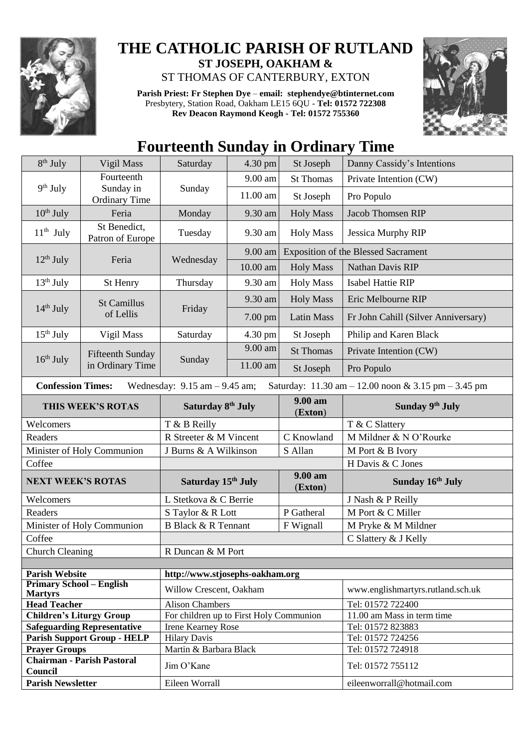# THE CATHOLIC PARISH OF RUTLAND

**ST JOSEPH, OAKHAM &**

ST THOMAS OF CANTERBURY, EXTON

**Parish Priest: Fr Stephen Dye** – **email: stephendye@btinternet.com**
Presbytery, Station Road, Oakham LE15 6QU - **Tel: 01572 722308**
**Rev Deacon Raymond Keogh - Tel: 01572 755360**

## Fourteenth Sunday in Ordinary Time

| | | | | | |
|---|---|---|---|---|---|
| 8th July | Vigil Mass | Saturday | 4.30 pm | St Joseph | Danny Cassidy's Intentions |
| 9th July | Fourteenth Sunday in Ordinary Time | Sunday | 9.00 am | St Thomas | Private Intention (CW) |
| | | | 11.00 am | St Joseph | Pro Populo |
| 10th July | Feria | Monday | 9.30 am | Holy Mass | Jacob Thomsen RIP |
| 11th July | St Benedict, Patron of Europe | Tuesday | 9.30 am | Holy Mass | Jessica Murphy RIP |
| 12th July | Feria | Wednesday | 9.00 am | Exposition of the Blessed Sacrament | |
| | | | 10.00 am | Holy Mass | Nathan Davis RIP |
| 13th July | St Henry | Thursday | 9.30 am | Holy Mass | Isabel Hattie RIP |
| 14th July | St Camillus of Lellis | Friday | 9.30 am | Holy Mass | Eric Melbourne RIP |
| | | | 7.00 pm | Latin Mass | Fr John Cahill (Silver Anniversary) |
| 15th July | Vigil Mass | Saturday | 4.30 pm | St Joseph | Philip and Karen Black |
| 16th July | Fifteenth Sunday in Ordinary Time | Sunday | 9.00 am | St Thomas | Private Intention (CW) |
| | | | 11.00 am | St Joseph | Pro Populo |

**Confession Times:** Wednesday: 9.15 am – 9.45 am; Saturday: 11.30 am – 12.00 noon & 3.15 pm – 3.45 pm

| THIS WEEK'S ROTAS | Saturday 8th July | 9.00 am (Exton) | Sunday 9th July |
|---|---|---|---|
| Welcomers | T & B Reilly | | T & C Slattery |
| Readers | R Streeter & M Vincent | C Knowland | M Mildner & N O'Rourke |
| Minister of Holy Communion | J Burns & A Wilkinson | S Allan | M Port & B Ivory |
| Coffee | | | H Davis & C Jones |
| **NEXT WEEK'S ROTAS** | **Saturday 15th July** | **9.00 am (Exton)** | **Sunday 16th July** |
| Welcomers | L Stetkova & C Berrie | | J Nash & P Reilly |
| Readers | S Taylor & R Lott | P Gatheral | M Port & C Miller |
| Minister of Holy Communion | B Black & R Tennant | F Wignall | M Pryke & M Mildner |
| Coffee | | | C Slattery & J Kelly |
| Church Cleaning | R Duncan & M Port | | |

| | | |
|---|---|---|
| **Parish Website** | **http://www.stjosephs-oakham.org** | |
| **Primary School – English Martyrs** | Willow Crescent, Oakham | www.englishmartyrs.rutland.sch.uk |
| **Head Teacher** | Alison Chambers | Tel: 01572 722400 |
| **Children's Liturgy Group** | For children up to First Holy Communion | 11.00 am Mass in term time |
| **Safeguarding Representative** | Irene Kearney Rose | Tel: 01572 823883 |
| **Parish Support Group - HELP** | Hilary Davis | Tel: 01572 724256 |
| **Prayer Groups** | Martin & Barbara Black | Tel: 01572 724918 |
| **Chairman - Parish Pastoral Council** | Jim O'Kane | Tel: 01572 755112 |
| **Parish Newsletter** | Eileen Worrall | eileenworrall@hotmail.com |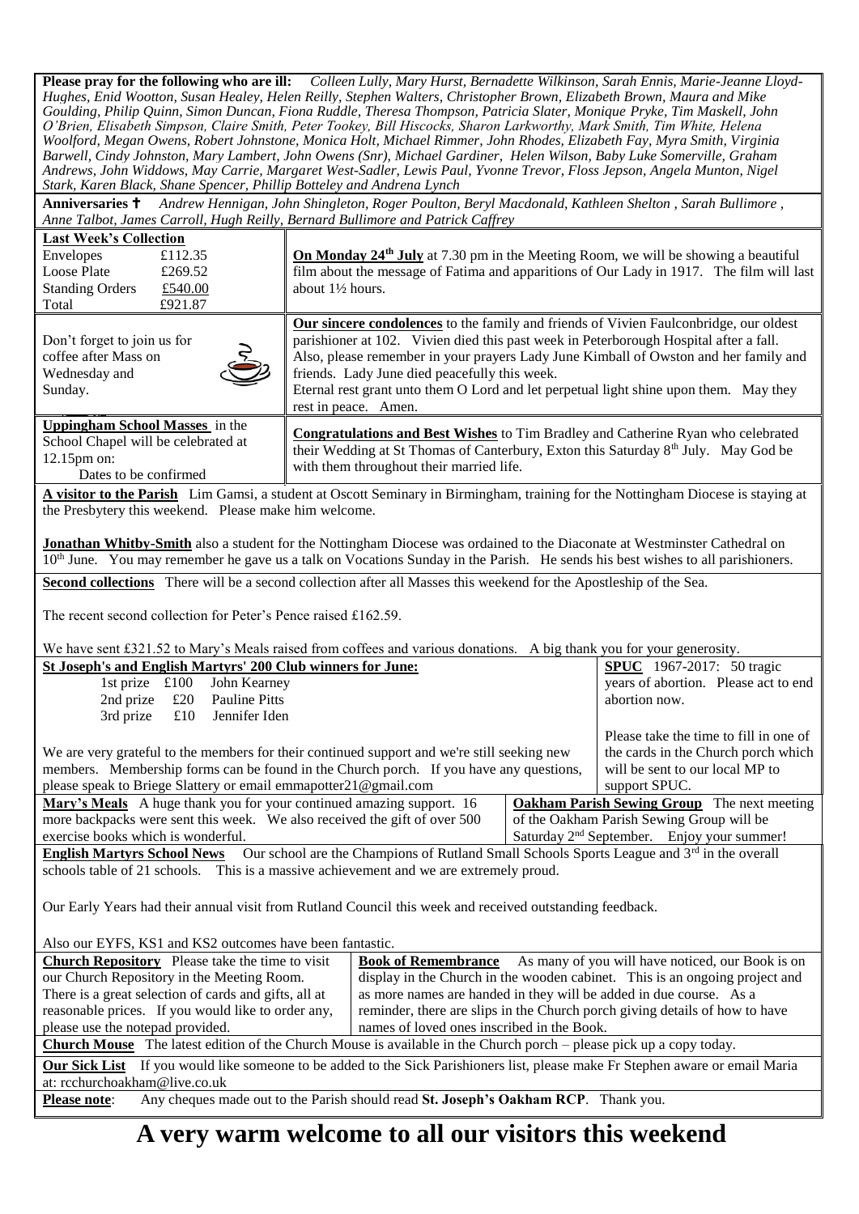**Please pray for the following who are ill:** *Colleen Lully, Mary Hurst, Bernadette Wilkinson, Sarah Ennis, Marie-Jeanne Lloyd-Hughes, Enid Wootton, Susan Healey, Helen Reilly, Stephen Walters, Christopher Brown, Elizabeth Brown, Maura and Mike Goulding, Philip Quinn, Simon Duncan, Fiona Ruddle, Theresa Thompson, Patricia Slater, Monique Pryke, Tim Maskell, John O'Brien, Elisabeth Simpson, Claire Smith, Peter Tookey, Bill Hiscocks, Sharon Larkworthy, Mark Smith, Tim White, Helena Woolford, Megan Owens, Robert Johnstone, Monica Holt, Michael Rimmer, John Rhodes, Elizabeth Fay, Myra Smith, Virginia Barwell, Cindy Johnston, Mary Lambert, John Owens (Snr), Michael Gardiner, Helen Wilson, Baby Luke Somerville, Graham Andrews, John Widdows, May Carrie, Margaret West-Sadler, Lewis Paul, Yvonne Trevor, Floss Jepson, Angela Munton, Nigel Stark, Karen Black, Shane Spencer, Phillip Botteley and Andrena Lynch*

**Anniversaries ✝** *Andrew Hennigan, John Shingleton, Roger Poulton, Beryl Macdonald, Kathleen Shelton , Sarah Bullimore , Anne Talbot, James Carroll, Hugh Reilly, Bernard Bullimore and Patrick Caffrey*

**Last Week's Collection**

| | |
|---|---|
| Envelopes | £112.35 |
| Loose Plate | £269.52 |
| Standing Orders | £540.00 |
| Total | £921.87 |

**On Monday 24th July** at 7.30 pm in the Meeting Room, we will be showing a beautiful film about the message of Fatima and apparitions of Our Lady in 1917. The film will last about 1½ hours.

Don't forget to join us for coffee after Mass on Wednesday and Sunday.

**Our sincere condolences** to the family and friends of Vivien Faulconbridge, our oldest parishioner at 102. Vivien died this past week in Peterborough Hospital after a fall. Also, please remember in your prayers Lady June Kimball of Owston and her family and friends. Lady June died peacefully this week.
Eternal rest grant unto them O Lord and let perpetual light shine upon them. May they rest in peace. Amen.

**Uppingham School Masses** in the School Chapel will be celebrated at 12.15pm on:
Dates to be confirmed

**Congratulations and Best Wishes** to Tim Bradley and Catherine Ryan who celebrated their Wedding at St Thomas of Canterbury, Exton this Saturday 8th July. May God be with them throughout their married life.

**A visitor to the Parish** Lim Gamsi, a student at Oscott Seminary in Birmingham, training for the Nottingham Diocese is staying at the Presbytery this weekend. Please make him welcome.

**Jonathan Whitby-Smith** also a student for the Nottingham Diocese was ordained to the Diaconate at Westminster Cathedral on 10th June. You may remember he gave us a talk on Vocations Sunday in the Parish. He sends his best wishes to all parishioners.

**Second collections** There will be a second collection after all Masses this weekend for the Apostleship of the Sea.

The recent second collection for Peter's Pence raised £162.59.

We have sent £321.52 to Mary's Meals raised from coffees and various donations. A big thank you for your generosity.

**St Joseph's and English Martyrs' 200 Club winners for June:**

| | | |
|---|---|---|
| 1st prize | £100 | John Kearney |
| 2nd prize | £20 | Pauline Pitts |
| 3rd prize | £10 | Jennifer Iden |

We are very grateful to the members for their continued support and we're still seeking new members. Membership forms can be found in the Church porch. If you have any questions, please speak to Briege Slattery or email emmapotter21@gmail.com

**SPUC** 1967-2017: 50 tragic years of abortion. Please act to end abortion now.

Please take the time to fill in one of the cards in the Church porch which will be sent to our local MP to support SPUC.

**Mary's Meals** A huge thank you for your continued amazing support. 16 more backpacks were sent this week. We also received the gift of over 500 exercise books which is wonderful.

**Oakham Parish Sewing Group** The next meeting of the Oakham Parish Sewing Group will be Saturday 2nd September. Enjoy your summer!

**English Martyrs School News** Our school are the Champions of Rutland Small Schools Sports League and 3rd in the overall schools table of 21 schools. This is a massive achievement and we are extremely proud.

Our Early Years had their annual visit from Rutland Council this week and received outstanding feedback.

Also our EYFS, KS1 and KS2 outcomes have been fantastic.

**Church Repository** Please take the time to visit our Church Repository in the Meeting Room. There is a great selection of cards and gifts, all at reasonable prices. If you would like to order any, please use the notepad provided.

**Book of Remembrance** As many of you will have noticed, our Book is on display in the Church in the wooden cabinet. This is an ongoing project and as more names are handed in they will be added in due course. As a reminder, there are slips in the Church porch giving details of how to have names of loved ones inscribed in the Book.

**Church Mouse** The latest edition of the Church Mouse is available in the Church porch – please pick up a copy today.

**Our Sick List** If you would like someone to be added to the Sick Parishioners list, please make Fr Stephen aware or email Maria at: rcchurchoakham@live.co.uk

**Please note**: Any cheques made out to the Parish should read **St. Joseph's Oakham RCP**. Thank you.

# A very warm welcome to all our visitors this weekend